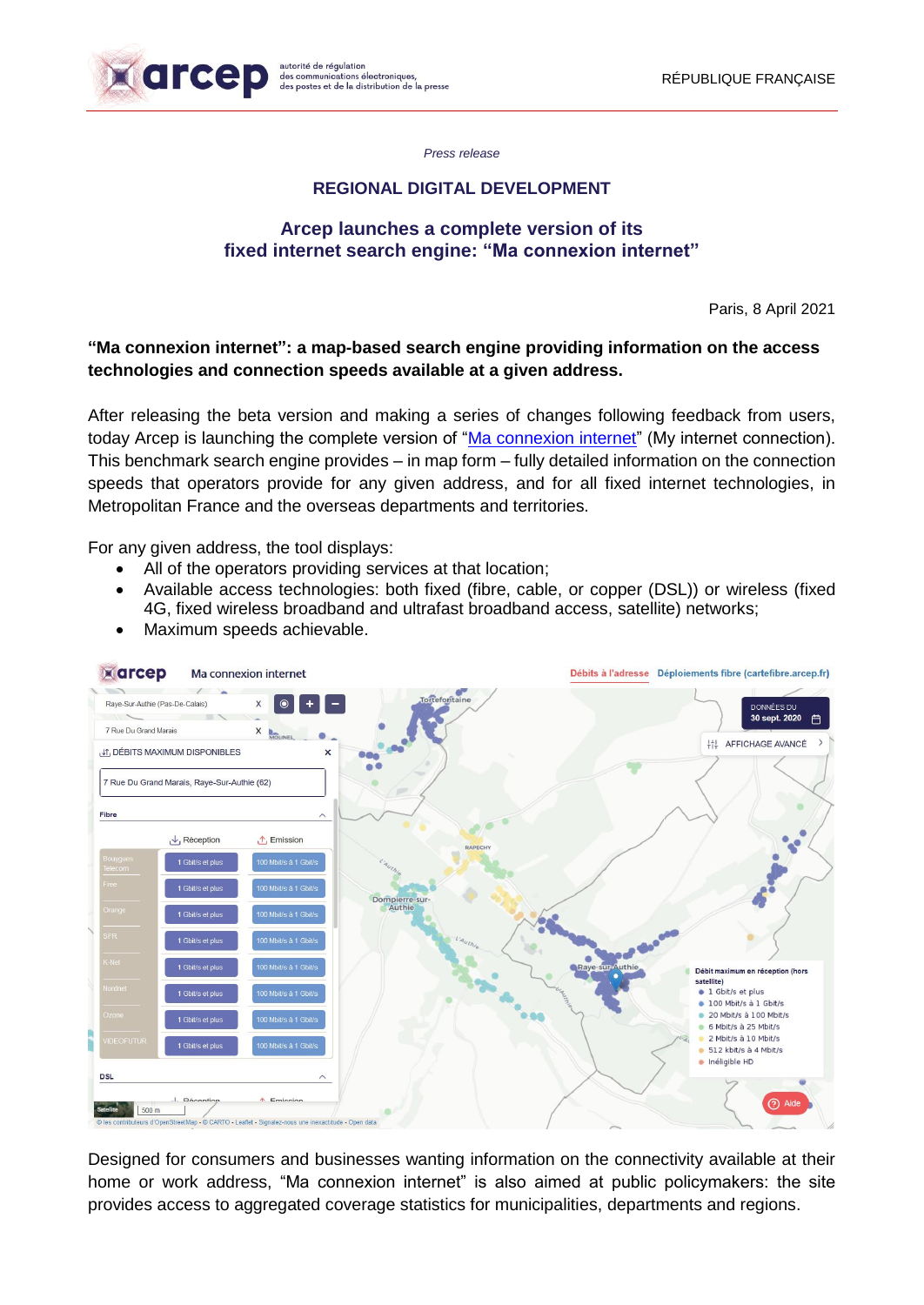arcep — autorité de régulation des communications électroniques, des postes et de la distribution de la presse

RÉPUBLIQUE FRANÇAISE

*Press release*

## REGIONAL DIGITAL DEVELOPMENT

# Arcep launches a complete version of its fixed internet search engine: “Ma connexion internet”

Paris, 8 April 2021

**“Ma connexion internet”: a map-based search engine providing information on the access technologies and connection speeds available at a given address.**

After releasing the beta version and making a series of changes following feedback from users, today Arcep is launching the complete version of “Ma connexion internet” (My internet connection). This benchmark search engine provides – in map form – fully detailed information on the connection speeds that operators provide for any given address, and for all fixed internet technologies, in Metropolitan France and the overseas departments and territories.

For any given address, the tool displays:

- All of the operators providing services at that location;
- Available access technologies: both fixed (fibre, cable, or copper (DSL)) or wireless (fixed 4G, fixed wireless broadband and ultrafast broadband access, satellite) networks;
- Maximum speeds achievable.

Designed for consumers and businesses wanting information on the connectivity available at their home or work address, “Ma connexion internet” is also aimed at public policymakers: the site provides access to aggregated coverage statistics for municipalities, departments and regions.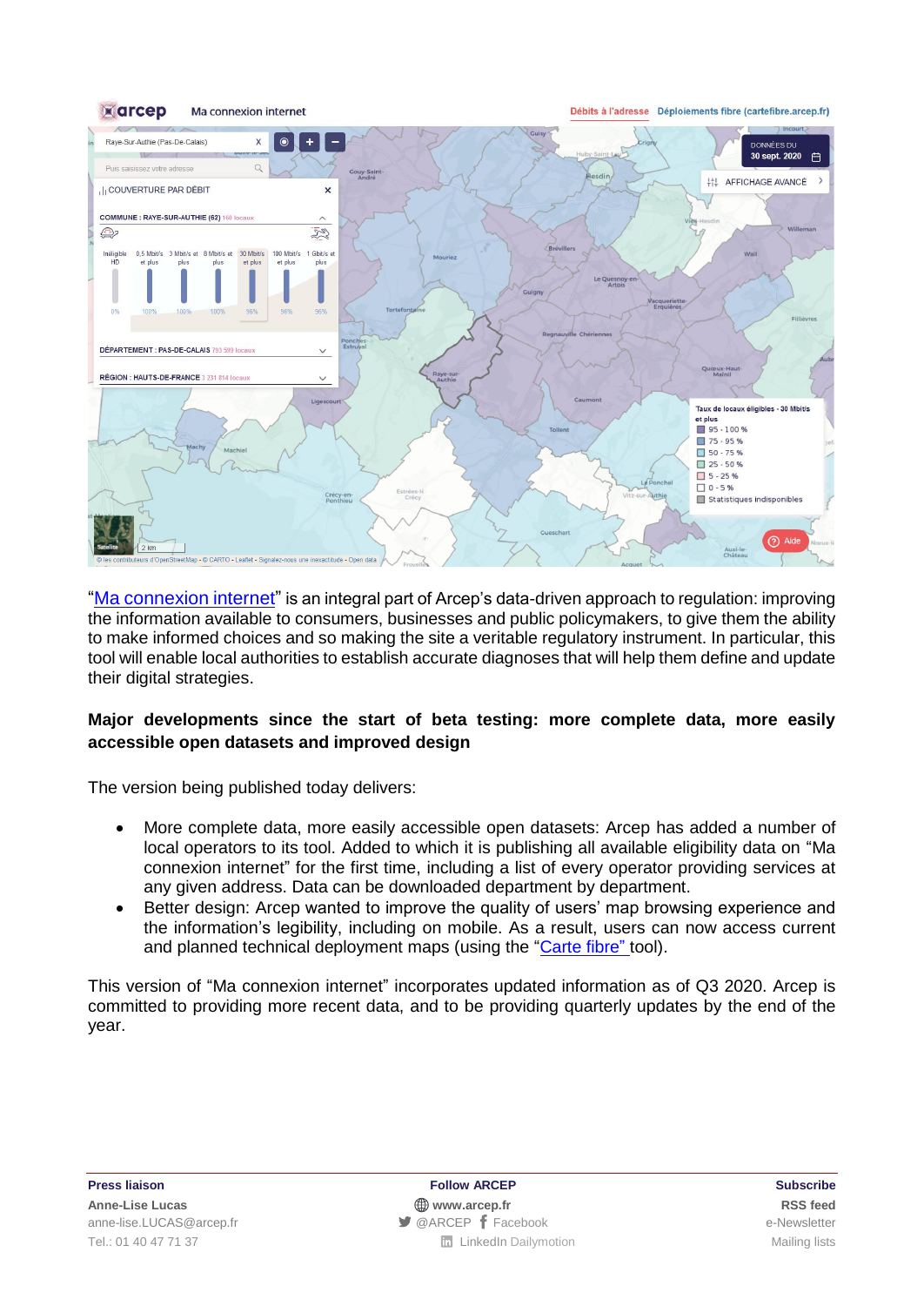"Ma connexion internet" is an integral part of Arcep's data-driven approach to regulation: improving the information available to consumers, businesses and public policymakers, to give them the ability to make informed choices and so making the site a veritable regulatory instrument. In particular, this tool will enable local authorities to establish accurate diagnoses that will help them define and update their digital strategies.

**Major developments since the start of beta testing: more complete data, more easily accessible open datasets and improved design**

The version being published today delivers:

- More complete data, more easily accessible open datasets: Arcep has added a number of local operators to its tool. Added to which it is publishing all available eligibility data on "Ma connexion internet" for the first time, including a list of every operator providing services at any given address. Data can be downloaded department by department.
- Better design: Arcep wanted to improve the quality of users' map browsing experience and the information's legibility, including on mobile. As a result, users can now access current and planned technical deployment maps (using the "Carte fibre" tool).

This version of "Ma connexion internet" incorporates updated information as of Q3 2020. Arcep is committed to providing more recent data, and to be providing quarterly updates by the end of the year.

**Press liaison**
**Anne-Lise Lucas**
anne-lise.LUCAS@arcep.fr
Tel.: 01 40 47 71 37

**Follow ARCEP**
www.arcep.fr
@ARCEP Facebook
LinkedIn Dailymotion

**Subscribe**
RSS feed
e-Newsletter
Mailing lists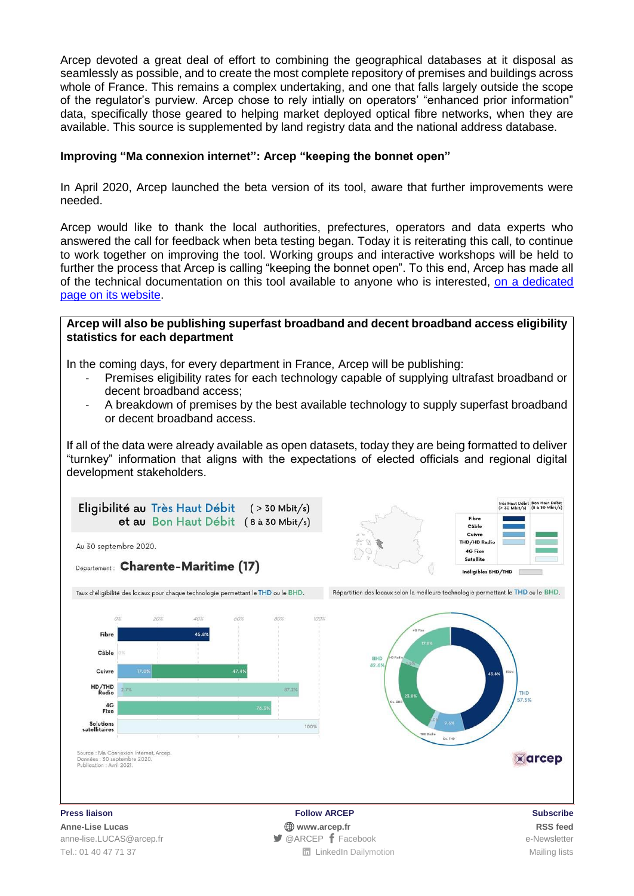Arcep devoted a great deal of effort to combining the geographical databases at it disposal as seamlessly as possible, and to create the most complete repository of premises and buildings across whole of France. This remains a complex undertaking, and one that falls largely outside the scope of the regulator's purview. Arcep chose to rely intially on operators' "enhanced prior information" data, specifically those geared to helping market deployed optical fibre networks, when they are available. This source is supplemented by land registry data and the national address database.

**Improving "Ma connexion internet": Arcep "keeping the bonnet open"**

In April 2020, Arcep launched the beta version of its tool, aware that further improvements were needed.

Arcep would like to thank the local authorities, prefectures, operators and data experts who answered the call for feedback when beta testing began. Today it is reiterating this call, to continue to work together on improving the tool. Working groups and interactive workshops will be held to further the process that Arcep is calling "keeping the bonnet open". To this end, Arcep has made all of the technical documentation on this tool available to anyone who is interested, on a dedicated page on its website.

**Arcep will also be publishing superfast broadband and decent broadband access eligibility statistics for each department**

In the coming days, for every department in France, Arcep will be publishing:

- Premises eligibility rates for each technology capable of supplying ultrafast broadband or decent broadband access;
- A breakdown of premises by the best available technology to supply superfast broadband or decent broadband access.

If all of the data were already available as open datasets, today they are being formatted to deliver "turnkey" information that aligns with the expectations of elected officials and regional digital development stakeholders.

**Eligibilité au Très Haut Débit (> 30 Mbit/s) et au Bon Haut Débit (8 à 30 Mbit/s)**

Au 30 septembre 2020.

Département : **Charente-Maritime (17)**

Taux d'éligibilité des locaux pour chaque technologie permettant le THD ou le BHD.

| Technologie | THD | BHD |
|---|---|---|
| Fibre | 45.8% | |
| Câble | 0% | |
| Cuivre | 17.0% | 47.4% |
| HD/THD Radio | 2.7% | 87.2% |
| 4G Fixe | | 76.5% |
| Solutions satellitaires | | 100% |

Répartition des locaux selon la meilleure technologie permettant le THD ou le BHD.

THD 57.5% : Fibre 45.8%, Cu. THD 9.6%, THD Radio
BHD 42.6% : Cu. BHD 25.0%, HD Radio, 4G Fixe 17.8%

Source : Ma Connexion Internet, Arcep.
Données : 30 septembre 2020.
Publication : Avril 2021.

---

**Press liaison**
**Anne-Lise Lucas**
anne-lise.LUCAS@arcep.fr
Tel.: 01 40 47 71 37

**Follow ARCEP**
**www.arcep.fr**
@ARCEP Facebook
LinkedIn Dailymotion

**Subscribe**
**RSS feed**
e-Newsletter
Mailing lists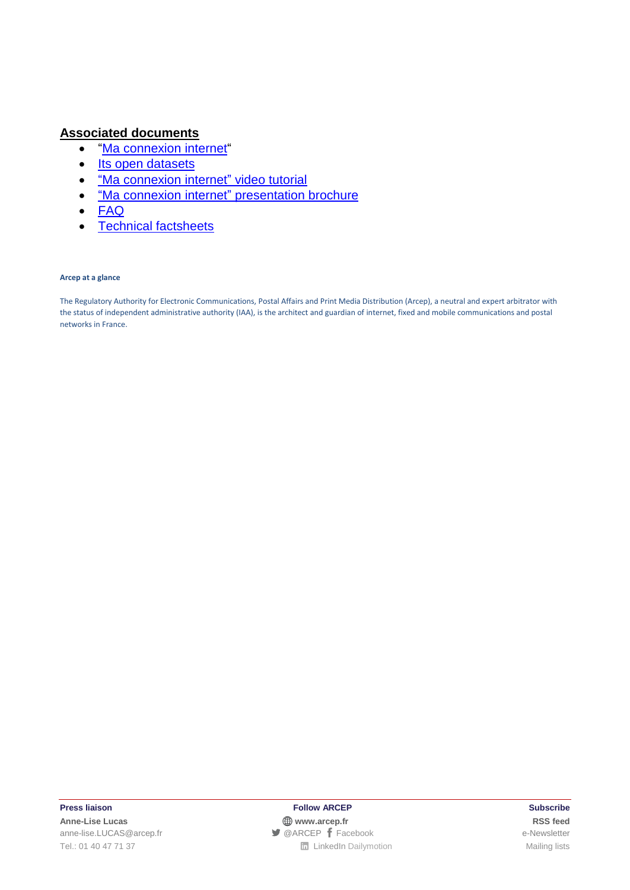## Associated documents

- "Ma connexion internet"
- Its open datasets
- "Ma connexion internet" video tutorial
- "Ma connexion internet" presentation brochure
- FAQ
- Technical factsheets

**Arcep at a glance**

The Regulatory Authority for Electronic Communications, Postal Affairs and Print Media Distribution (Arcep), a neutral and expert arbitrator with the status of independent administrative authority (IAA), is the architect and guardian of internet, fixed and mobile communications and postal networks in France.

**Press liaison**
**Anne-Lise Lucas**
anne-lise.LUCAS@arcep.fr
Tel.: 01 40 47 71 37

**Follow ARCEP**
**www.arcep.fr**
@ARCEP Facebook
LinkedIn Dailymotion

**Subscribe**
**RSS feed**
e-Newsletter
Mailing lists